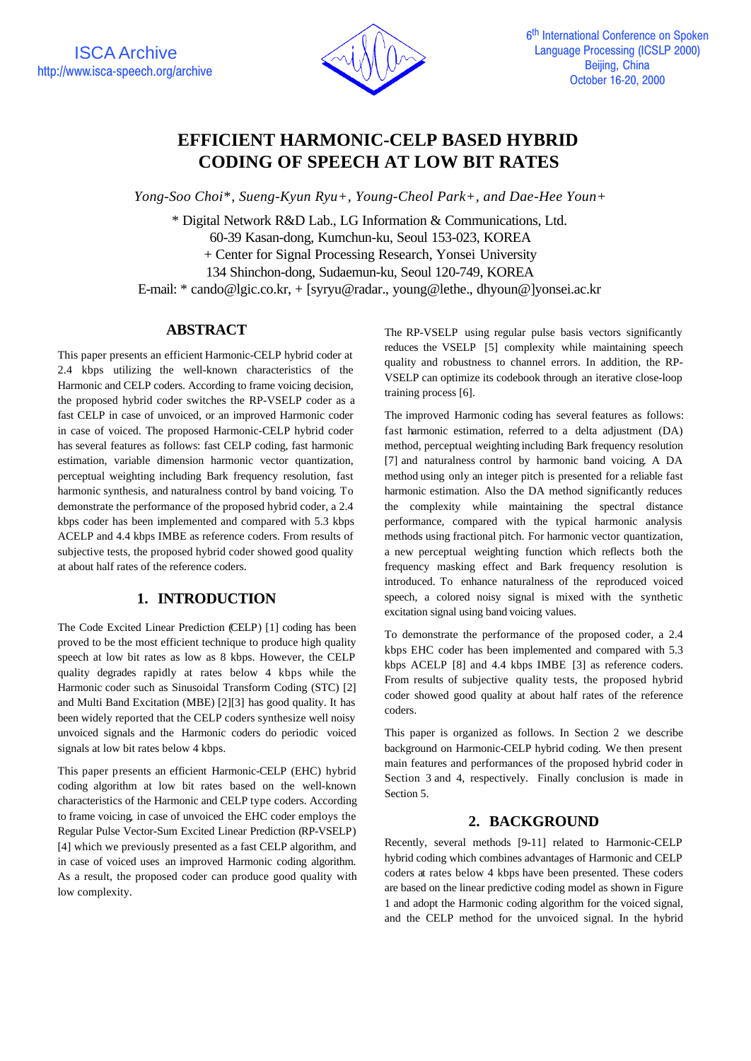# EFFICIENT HARMONIC-CELP BASED HYBRID CODING OF SPEECH AT LOW BIT RATES

*Yong-Soo Choi\*, Sueng-Kyun Ryu+, Young-Cheol Park+, and Dae-Hee Youn+*

\* Digital Network R&D Lab., LG Information & Communications, Ltd.
60-39 Kasan-dong, Kumchun-ku, Seoul 153-023, KOREA
+ Center for Signal Processing Research, Yonsei University
134 Shinchon-dong, Sudaemun-ku, Seoul 120-749, KOREA
E-mail: * cando@lgic.co.kr, + [syryu@radar., young@lethe., dhyoun@]yonsei.ac.kr

## ABSTRACT

This paper presents an efficient Harmonic-CELP hybrid coder at 2.4 kbps utilizing the well-known characteristics of the Harmonic and CELP coders. According to frame voicing decision, the proposed hybrid coder switches the RP-VSELP coder as a fast CELP in case of unvoiced, or an improved Harmonic coder in case of voiced. The proposed Harmonic-CELP hybrid coder has several features as follows: fast CELP coding, fast harmonic estimation, variable dimension harmonic vector quantization, perceptual weighting including Bark frequency resolution, fast harmonic synthesis, and naturalness control by band voicing. To demonstrate the performance of the proposed hybrid coder, a 2.4 kbps coder has been implemented and compared with 5.3 kbps ACELP and 4.4 kbps IMBE as reference coders. From results of subjective tests, the proposed hybrid coder showed good quality at about half rates of the reference coders.

## 1. INTRODUCTION

The Code Excited Linear Prediction (CELP) [1] coding has been proved to be the most efficient technique to produce high quality speech at low bit rates as low as 8 kbps. However, the CELP quality degrades rapidly at rates below 4 kbps while the Harmonic coder such as Sinusoidal Transform Coding (STC) [2] and Multi Band Excitation (MBE) [2][3] has good quality. It has been widely reported that the CELP coders synthesize well noisy unvoiced signals and the Harmonic coders do periodic voiced signals at low bit rates below 4 kbps.

This paper presents an efficient Harmonic-CELP (EHC) hybrid coding algorithm at low bit rates based on the well-known characteristics of the Harmonic and CELP type coders. According to frame voicing, in case of unvoiced the EHC coder employs the Regular Pulse Vector-Sum Excited Linear Prediction (RP-VSELP) [4] which we previously presented as a fast CELP algorithm, and in case of voiced uses an improved Harmonic coding algorithm. As a result, the proposed coder can produce good quality with low complexity.

The RP-VSELP using regular pulse basis vectors significantly reduces the VSELP [5] complexity while maintaining speech quality and robustness to channel errors. In addition, the RP-VSELP can optimize its codebook through an iterative close-loop training process [6].

The improved Harmonic coding has several features as follows: fast harmonic estimation, referred to a delta adjustment (DA) method, perceptual weighting including Bark frequency resolution [7] and naturalness control by harmonic band voicing. A DA method using only an integer pitch is presented for a reliable fast harmonic estimation. Also the DA method significantly reduces the complexity while maintaining the spectral distance performance, compared with the typical harmonic analysis methods using fractional pitch. For harmonic vector quantization, a new perceptual weighting function which reflects both the frequency masking effect and Bark frequency resolution is introduced. To enhance naturalness of the reproduced voiced speech, a colored noisy signal is mixed with the synthetic excitation signal using band voicing values.

To demonstrate the performance of the proposed coder, a 2.4 kbps EHC coder has been implemented and compared with 5.3 kbps ACELP [8] and 4.4 kbps IMBE [3] as reference coders. From results of subjective quality tests, the proposed hybrid coder showed good quality at about half rates of the reference coders.

This paper is organized as follows. In Section 2 we describe background on Harmonic-CELP hybrid coding. We then present main features and performances of the proposed hybrid coder in Section 3 and 4, respectively. Finally conclusion is made in Section 5.

## 2. BACKGROUND

Recently, several methods [9-11] related to Harmonic-CELP hybrid coding which combines advantages of Harmonic and CELP coders at rates below 4 kbps have been presented. These coders are based on the linear predictive coding model as shown in Figure 1 and adopt the Harmonic coding algorithm for the voiced signal, and the CELP method for the unvoiced signal. In the hybrid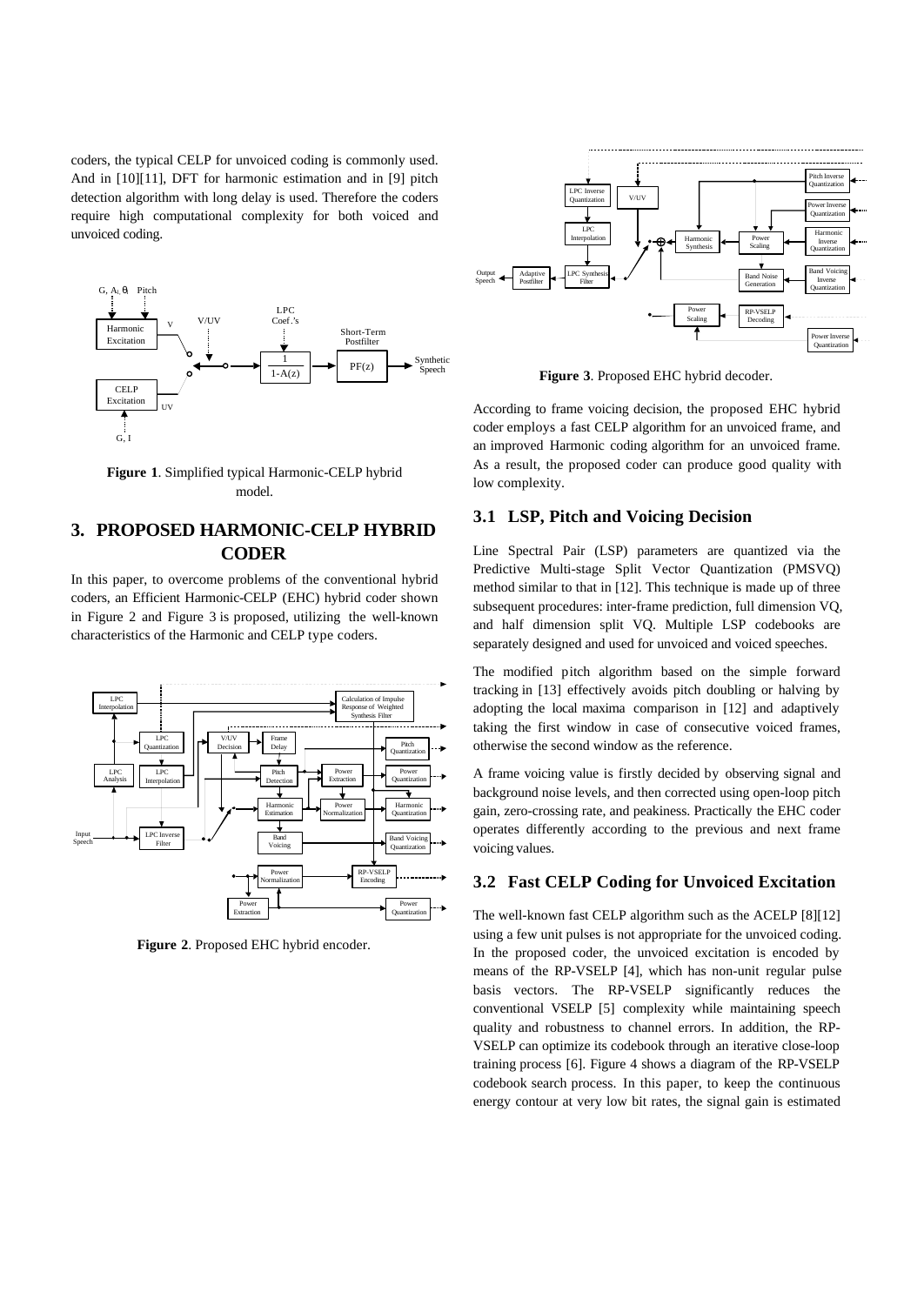coders, the typical CELP for unvoiced coding is commonly used. And in [10][11], DFT for harmonic estimation and in [9] pitch detection algorithm with long delay is used. Therefore the coders require high computational complexity for both voiced and unvoiced coding.

**Figure 1**. Simplified typical Harmonic-CELP hybrid model.

## 3. PROPOSED HARMONIC-CELP HYBRID CODER

In this paper, to overcome problems of the conventional hybrid coders, an Efficient Harmonic-CELP (EHC) hybrid coder shown in Figure 2 and Figure 3 is proposed, utilizing the well-known characteristics of the Harmonic and CELP type coders.

**Figure 2**. Proposed EHC hybrid encoder.

**Figure 3**. Proposed EHC hybrid decoder.

According to frame voicing decision, the proposed EHC hybrid coder employs a fast CELP algorithm for an unvoiced frame, and an improved Harmonic coding algorithm for an unvoiced frame. As a result, the proposed coder can produce good quality with low complexity.

### 3.1 LSP, Pitch and Voicing Decision

Line Spectral Pair (LSP) parameters are quantized via the Predictive Multi-stage Split Vector Quantization (PMSVQ) method similar to that in [12]. This technique is made up of three subsequent procedures: inter-frame prediction, full dimension VQ, and half dimension split VQ. Multiple LSP codebooks are separately designed and used for unvoiced and voiced speeches.

The modified pitch algorithm based on the simple forward tracking in [13] effectively avoids pitch doubling or halving by adopting the local maxima comparison in [12] and adaptively taking the first window in case of consecutive voiced frames, otherwise the second window as the reference.

A frame voicing value is firstly decided by observing signal and background noise levels, and then corrected using open-loop pitch gain, zero-crossing rate, and peakiness. Practically the EHC coder operates differently according to the previous and next frame voicing values.

### 3.2 Fast CELP Coding for Unvoiced Excitation

The well-known fast CELP algorithm such as the ACELP [8][12] using a few unit pulses is not appropriate for the unvoiced coding. In the proposed coder, the unvoiced excitation is encoded by means of the RP-VSELP [4], which has non-unit regular pulse basis vectors. The RP-VSELP significantly reduces the conventional VSELP [5] complexity while maintaining speech quality and robustness to channel errors. In addition, the RP-VSELP can optimize its codebook through an iterative close-loop training process [6]. Figure 4 shows a diagram of the RP-VSELP codebook search process. In this paper, to keep the continuous energy contour at very low bit rates, the signal gain is estimated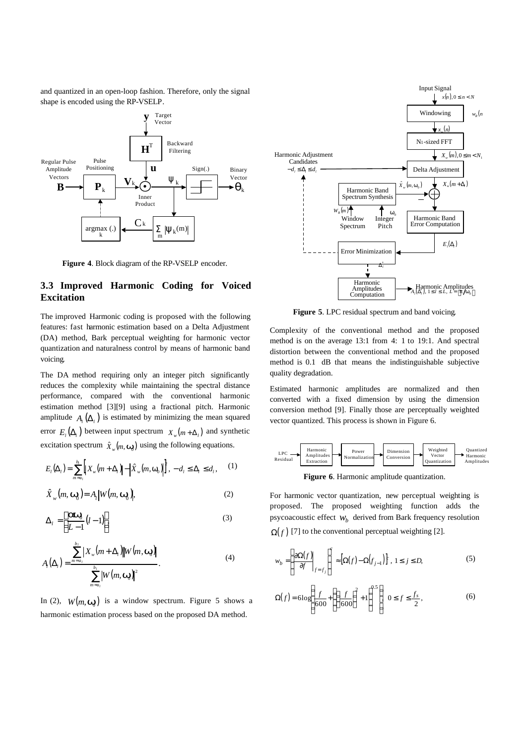and quantized in an open-loop fashion. Therefore, only the signal shape is encoded using the RP-VSELP.

**Figure 4**. Block diagram of the RP-VSELP encoder.

## 3.3 Improved Harmonic Coding for Voiced Excitation

The improved Harmonic coding is proposed with the following features: fast harmonic estimation based on a Delta Adjustment (DA) method, Bark perceptual weighting for harmonic vector quantization and naturalness control by means of harmonic band voicing.

The DA method requiring only an integer pitch significantly reduces the complexity while maintaining the spectral distance performance, compared with the conventional harmonic estimation method [3][9] using a fractional pitch. Harmonic amplitude $A_l(\Delta_l)$ is estimated by minimizing the mean squared error $E_l(\Delta_l)$ between input spectrum $X_w(m+\Delta_l)$ and synthetic excitation spectrum $\hat{X}_w(m,\omega_0)$ using the following equations.

$$E_l(\Delta_l) = \sum_{m=a_l}^{b_l} \left[ \left| X_w(m+\Delta_l) \right| - \left| \hat{X}_w(m,\omega_0) \right| \right]^2, \quad -d_l \le \Delta_l \le d_l, \tag{1}$$

$$\hat{X}_w(m,\omega_0) = A_l \left| W(m,\omega_0) \right|, \tag{2}$$

$$\Delta_l = \left[ \frac{\alpha\omega_0}{L-1}(l-1) \right], \tag{3}$$

$$A_l(\Delta_l) = \frac{\sum_{m=a_l}^{b_l} \left| X_w(m+\Delta_l) \right| \left| W(m,\omega_0) \right|}{\sum_{m=a_l}^{b_l} \left| W(m,\omega_0) \right|^2}. \tag{4}$$

In (2), $W(m,\omega_0)$ is a window spectrum. Figure 5 shows a harmonic estimation process based on the proposed DA method.

**Figure 5**. LPC residual spectrum and band voicing.

Complexity of the conventional method and the proposed method is on the average 13:1 from 4: 1 to 19:1. And spectral distortion between the conventional method and the proposed method is 0.1 dB that means the indistinguishable subjective quality degradation.

Estimated harmonic amplitudes are normalized and then converted with a fixed dimension by using the dimension conversion method [9]. Finally those are perceptually weighted vector quantized. This process is shown in Figure 6.

**Figure 6**. Harmonic amplitude quantization.

For harmonic vector quantization, new perceptual weighting is proposed. The proposed weighting function adds the psycoacoustic effect $w_b$ derived from Bark frequency resolution $\Omega(f)$ [7] to the conventional perceptual weighting [2].

$$w_b = \left( \left. \frac{\partial \Omega(f)}{\partial f} \right|_{f=f_j} \right)^c \approx \left[ \Omega(f) - \Omega(f_{j-1}) \right]^c, \quad 1 \le j \le D, \tag{5}$$

$$\Omega(f) = 6\log\left( \frac{f}{600} + \left( \left( \frac{f}{600} \right)^2 + 1 \right)^{0.5} \right), \quad 0 \le f \le \frac{f_s}{2}, \tag{6}$$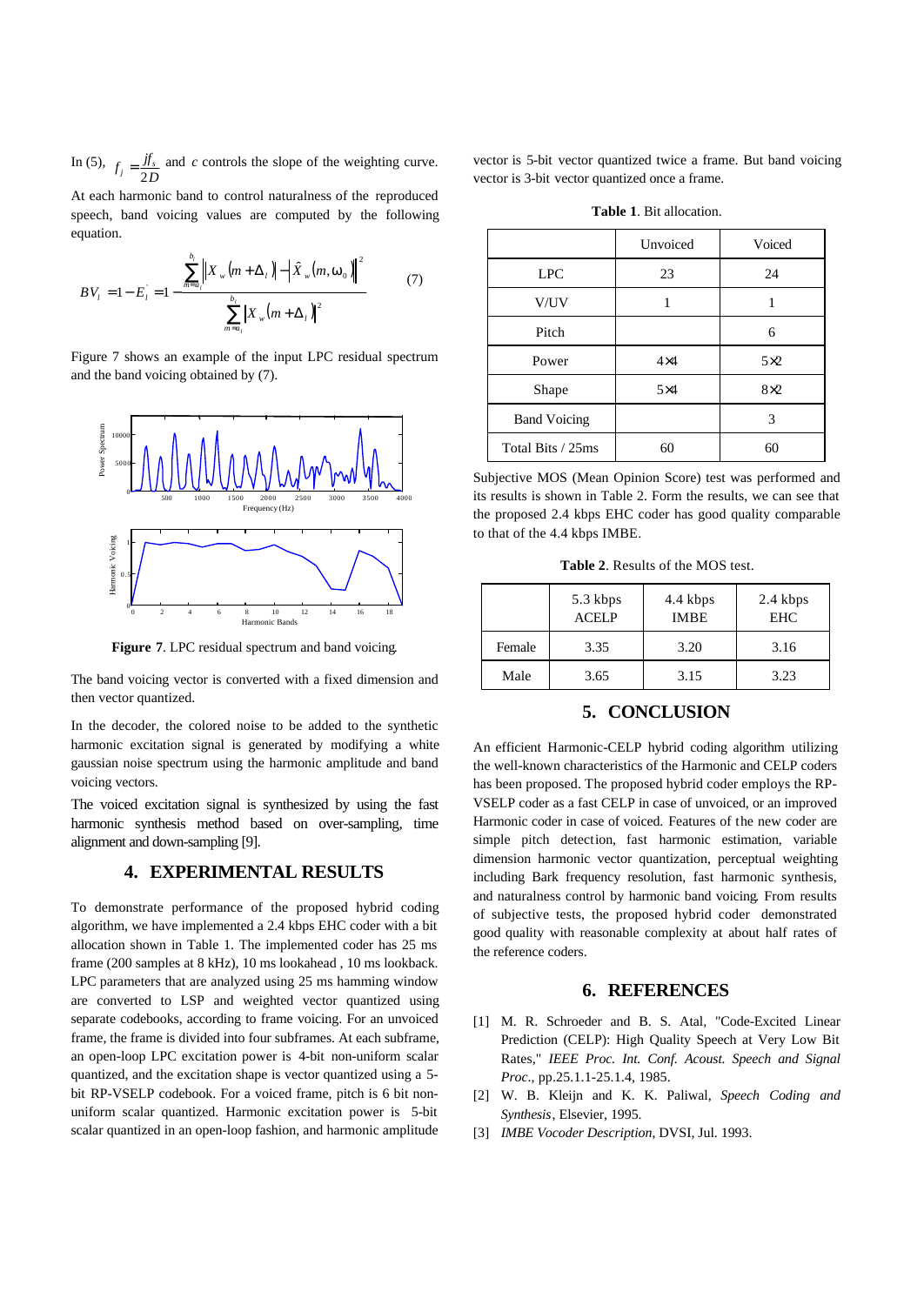In (5), $f_j = \frac{jf_s}{2D}$ and $c$ controls the slope of the weighting curve.

At each harmonic band to control naturalness of the reproduced speech, band voicing values are computed by the following equation.

$$BV_l = 1 - E_l^{'} = 1 - \frac{\sum_{m=a_l}^{b_l} \left\| X_w(m+\Delta_l) \right| - \left| \hat{X}_w(m,\omega_0) \right\|^2}{\sum_{m=a_l}^{b_l} \left| X_w(m+\Delta_l) \right|^2} \tag{7}$$

Figure 7 shows an example of the input LPC residual spectrum and the band voicing obtained by (7).

**Figure 7**. LPC residual spectrum and band voicing.

The band voicing vector is converted with a fixed dimension and then vector quantized.

In the decoder, the colored noise to be added to the synthetic harmonic excitation signal is generated by modifying a white gaussian noise spectrum using the harmonic amplitude and band voicing vectors.

The voiced excitation signal is synthesized by using the fast harmonic synthesis method based on over-sampling, time alignment and down-sampling [9].

## 4. EXPERIMENTAL RESULTS

To demonstrate performance of the proposed hybrid coding algorithm, we have implemented a 2.4 kbps EHC coder with a bit allocation shown in Table 1. The implemented coder has 25 ms frame (200 samples at 8 kHz), 10 ms lookahead , 10 ms lookback. LPC parameters that are analyzed using 25 ms hamming window are converted to LSP and weighted vector quantized using separate codebooks, according to frame voicing. For an unvoiced frame, the frame is divided into four subframes. At each subframe, an open-loop LPC excitation power is 4-bit non-uniform scalar quantized, and the excitation shape is vector quantized using a 5-bit RP-VSELP codebook. For a voiced frame, pitch is 6 bit non-uniform scalar quantized. Harmonic excitation power is 5-bit scalar quantized in an open-loop fashion, and harmonic amplitude vector is 5-bit vector quantized twice a frame. But band voicing vector is 3-bit vector quantized once a frame.

**Table 1**. Bit allocation.

| | Unvoiced | Voiced |
|---|---|---|
| LPC | 23 | 24 |
| V/UV | 1 | 1 |
| Pitch | | 6 |
| Power | 4×4 | 5×2 |
| Shape | 5×4 | 8×2 |
| Band Voicing | | 3 |
| Total Bits / 25ms | 60 | 60 |

Subjective MOS (Mean Opinion Score) test was performed and its results is shown in Table 2. Form the results, we can see that the proposed 2.4 kbps EHC coder has good quality comparable to that of the 4.4 kbps IMBE.

**Table 2**. Results of the MOS test.

| | 5.3 kbps ACELP | 4.4 kbps IMBE | 2.4 kbps EHC |
|---|---|---|---|
| Female | 3.35 | 3.20 | 3.16 |
| Male | 3.65 | 3.15 | 3.23 |

## 5. CONCLUSION

An efficient Harmonic-CELP hybrid coding algorithm utilizing the well-known characteristics of the Harmonic and CELP coders has been proposed. The proposed hybrid coder employs the RP-VSELP coder as a fast CELP in case of unvoiced, or an improved Harmonic coder in case of voiced. Features of the new coder are simple pitch detection, fast harmonic estimation, variable dimension harmonic vector quantization, perceptual weighting including Bark frequency resolution, fast harmonic synthesis, and naturalness control by harmonic band voicing. From results of subjective tests, the proposed hybrid coder demonstrated good quality with reasonable complexity at about half rates of the reference coders.

## 6. REFERENCES

[1] M. R. Schroeder and B. S. Atal, "Code-Excited Linear Prediction (CELP): High Quality Speech at Very Low Bit Rates," *IEEE Proc. Int. Conf. Acoust. Speech and Signal Proc.*, pp.25.1.1-25.1.4, 1985.

[2] W. B. Kleijn and K. K. Paliwal, *Speech Coding and Synthesis*, Elsevier, 1995.

[3] *IMBE Vocoder Description*, DVSI, Jul. 1993.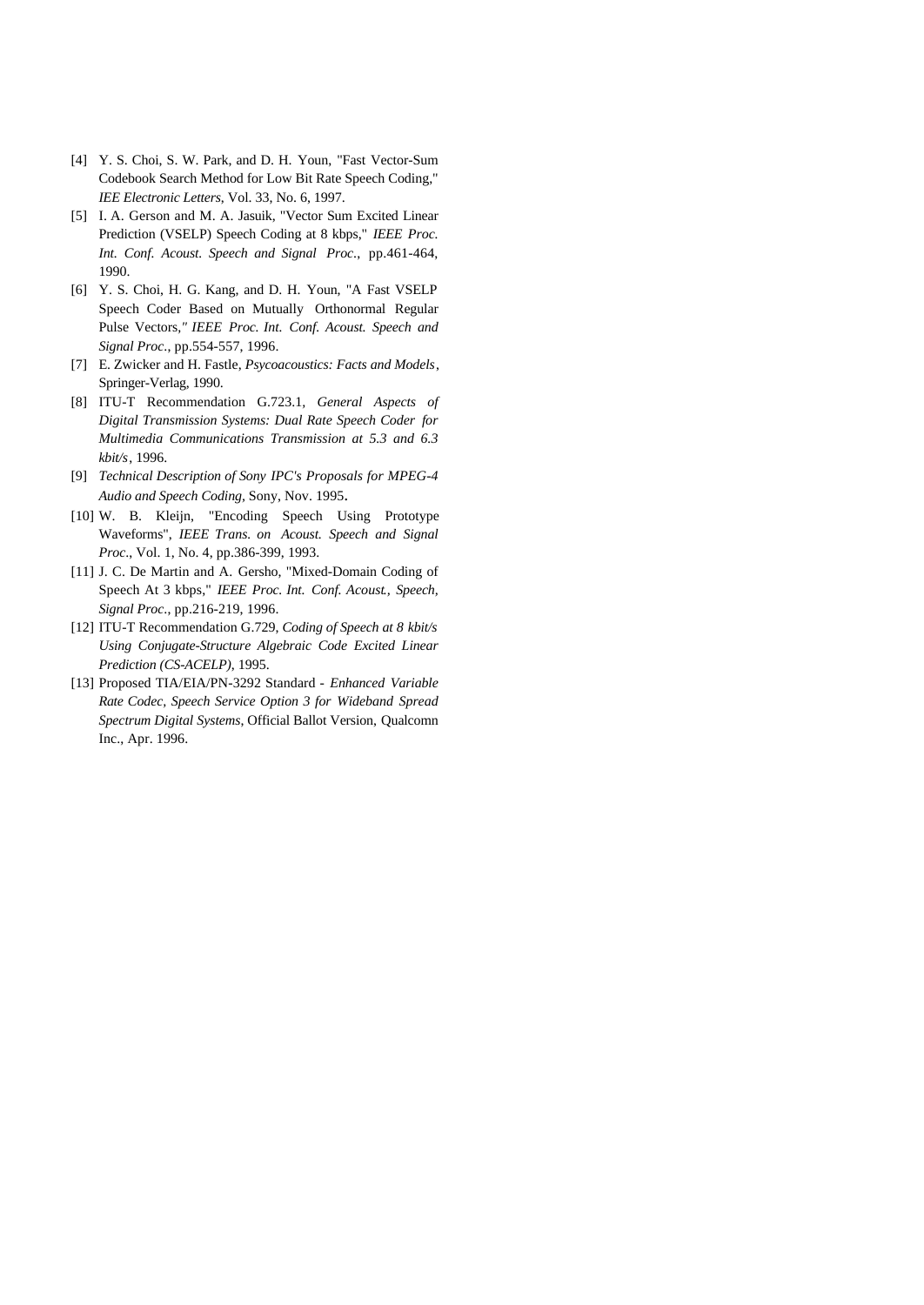[4] Y. S. Choi, S. W. Park, and D. H. Youn, "Fast Vector-Sum Codebook Search Method for Low Bit Rate Speech Coding," *IEE Electronic Letters*, Vol. 33, No. 6, 1997.

[5] I. A. Gerson and M. A. Jasuik, "Vector Sum Excited Linear Prediction (VSELP) Speech Coding at 8 kbps," *IEEE Proc. Int. Conf. Acoust. Speech and Signal Proc.*, pp.461-464, 1990.

[6] Y. S. Choi, H. G. Kang, and D. H. Youn, "A Fast VSELP Speech Coder Based on Mutually Orthonormal Regular Pulse Vectors," *IEEE Proc. Int. Conf. Acoust. Speech and Signal Proc.*, pp.554-557, 1996.

[7] E. Zwicker and H. Fastle, *Psycoacoustics: Facts and Models*, Springer-Verlag, 1990.

[8] ITU-T Recommendation G.723.1, *General Aspects of Digital Transmission Systems: Dual Rate Speech Coder for Multimedia Communications Transmission at 5.3 and 6.3 kbit/s*, 1996.

[9] *Technical Description of Sony IPC's Proposals for MPEG-4 Audio and Speech Coding*, Sony, Nov. 1995.

[10] W. B. Kleijn, "Encoding Speech Using Prototype Waveforms", *IEEE Trans. on Acoust. Speech and Signal Proc.*, Vol. 1, No. 4, pp.386-399, 1993.

[11] J. C. De Martin and A. Gersho, "Mixed-Domain Coding of Speech At 3 kbps," *IEEE Proc. Int. Conf. Acoust., Speech, Signal Proc.*, pp.216-219, 1996.

[12] ITU-T Recommendation G.729, *Coding of Speech at 8 kbit/s Using Conjugate-Structure Algebraic Code Excited Linear Prediction (CS-ACELP)*, 1995.

[13] Proposed TIA/EIA/PN-3292 Standard - *Enhanced Variable Rate Codec, Speech Service Option 3 for Wideband Spread Spectrum Digital Systems*, Official Ballot Version, Qualcomn Inc., Apr. 1996.